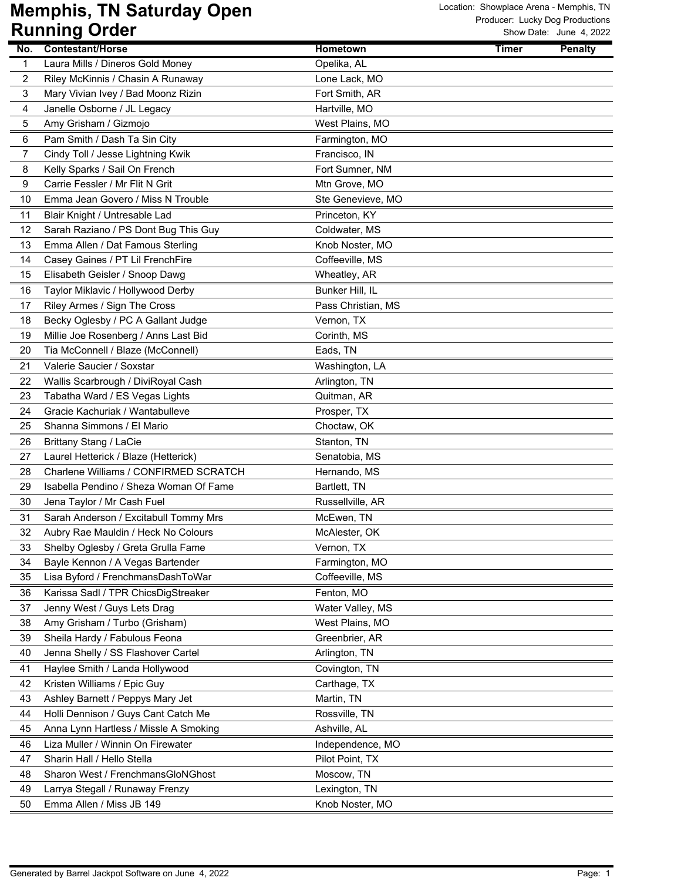# Memphis, TN Saturday Open Running Order

Location: Showplace Arena - Memphis, TN
Producer: Lucky Dog Productions
Show Date: June 4, 2022

| No. | Contestant/Horse | Hometown | Timer | Penalty |
|---|---|---|---|---|
| 1 | Laura Mills / Dineros Gold Money | Opelika, AL | | |
| 2 | Riley McKinnis / Chasin A Runaway | Lone Lack, MO | | |
| 3 | Mary Vivian Ivey / Bad Moonz Rizin | Fort Smith, AR | | |
| 4 | Janelle Osborne / JL Legacy | Hartville, MO | | |
| 5 | Amy Grisham / Gizmojo | West Plains, MO | | |
| 6 | Pam Smith / Dash Ta Sin City | Farmington, MO | | |
| 7 | Cindy Toll / Jesse Lightning Kwik | Francisco, IN | | |
| 8 | Kelly Sparks / Sail On French | Fort Sumner, NM | | |
| 9 | Carrie Fessler / Mr Flit N Grit | Mtn Grove, MO | | |
| 10 | Emma Jean Govero / Miss N Trouble | Ste Genevieve, MO | | |
| 11 | Blair Knight / Untresable Lad | Princeton, KY | | |
| 12 | Sarah Raziano / PS Dont Bug This Guy | Coldwater, MS | | |
| 13 | Emma Allen / Dat Famous Sterling | Knob Noster, MO | | |
| 14 | Casey Gaines / PT Lil FrenchFire | Coffeeville, MS | | |
| 15 | Elisabeth Geisler / Snoop Dawg | Wheatley, AR | | |
| 16 | Taylor Miklavic / Hollywood Derby | Bunker Hill, IL | | |
| 17 | Riley Armes / Sign The Cross | Pass Christian, MS | | |
| 18 | Becky Oglesby / PC A Gallant Judge | Vernon, TX | | |
| 19 | Millie Joe Rosenberg / Anns Last Bid | Corinth, MS | | |
| 20 | Tia McConnell / Blaze (McConnell) | Eads, TN | | |
| 21 | Valerie Saucier / Soxstar | Washington, LA | | |
| 22 | Wallis Scarbrough / DiviRoyal Cash | Arlington, TN | | |
| 23 | Tabatha Ward / ES Vegas Lights | Quitman, AR | | |
| 24 | Gracie Kachuriak / Wantabulleve | Prosper, TX | | |
| 25 | Shanna Simmons / El Mario | Choctaw, OK | | |
| 26 | Brittany Stang / LaCie | Stanton, TN | | |
| 27 | Laurel Hetterick / Blaze (Hetterick) | Senatobia, MS | | |
| 28 | Charlene Williams / CONFIRMED SCRATCH | Hernando, MS | | |
| 29 | Isabella Pendino / Sheza Woman Of Fame | Bartlett, TN | | |
| 30 | Jena Taylor / Mr Cash Fuel | Russellville, AR | | |
| 31 | Sarah Anderson / Excitabull Tommy Mrs | McEwen, TN | | |
| 32 | Aubry Rae Mauldin / Heck No Colours | McAlester, OK | | |
| 33 | Shelby Oglesby / Greta Grulla Fame | Vernon, TX | | |
| 34 | Bayle Kennon / A Vegas Bartender | Farmington, MO | | |
| 35 | Lisa Byford / FrenchmansDashToWar | Coffeeville, MS | | |
| 36 | Karissa Sadl / TPR ChicsDigStreaker | Fenton, MO | | |
| 37 | Jenny West / Guys Lets Drag | Water Valley, MS | | |
| 38 | Amy Grisham / Turbo (Grisham) | West Plains, MO | | |
| 39 | Sheila Hardy / Fabulous Feona | Greenbrier, AR | | |
| 40 | Jenna Shelly / SS Flashover Cartel | Arlington, TN | | |
| 41 | Haylee Smith / Landa Hollywood | Covington, TN | | |
| 42 | Kristen Williams / Epic Guy | Carthage, TX | | |
| 43 | Ashley Barnett / Peppys Mary Jet | Martin, TN | | |
| 44 | Holli Dennison / Guys Cant Catch Me | Rossville, TN | | |
| 45 | Anna Lynn Hartless / Missle A Smoking | Ashville, AL | | |
| 46 | Liza Muller / Winnin On Firewater | Independence, MO | | |
| 47 | Sharin Hall / Hello Stella | Pilot Point, TX | | |
| 48 | Sharon West / FrenchmansGloNGhost | Moscow, TN | | |
| 49 | Larrya Stegall / Runaway Frenzy | Lexington, TN | | |
| 50 | Emma Allen / Miss JB 149 | Knob Noster, MO | | |

Generated by Barrel Jackpot Software on June 4, 2022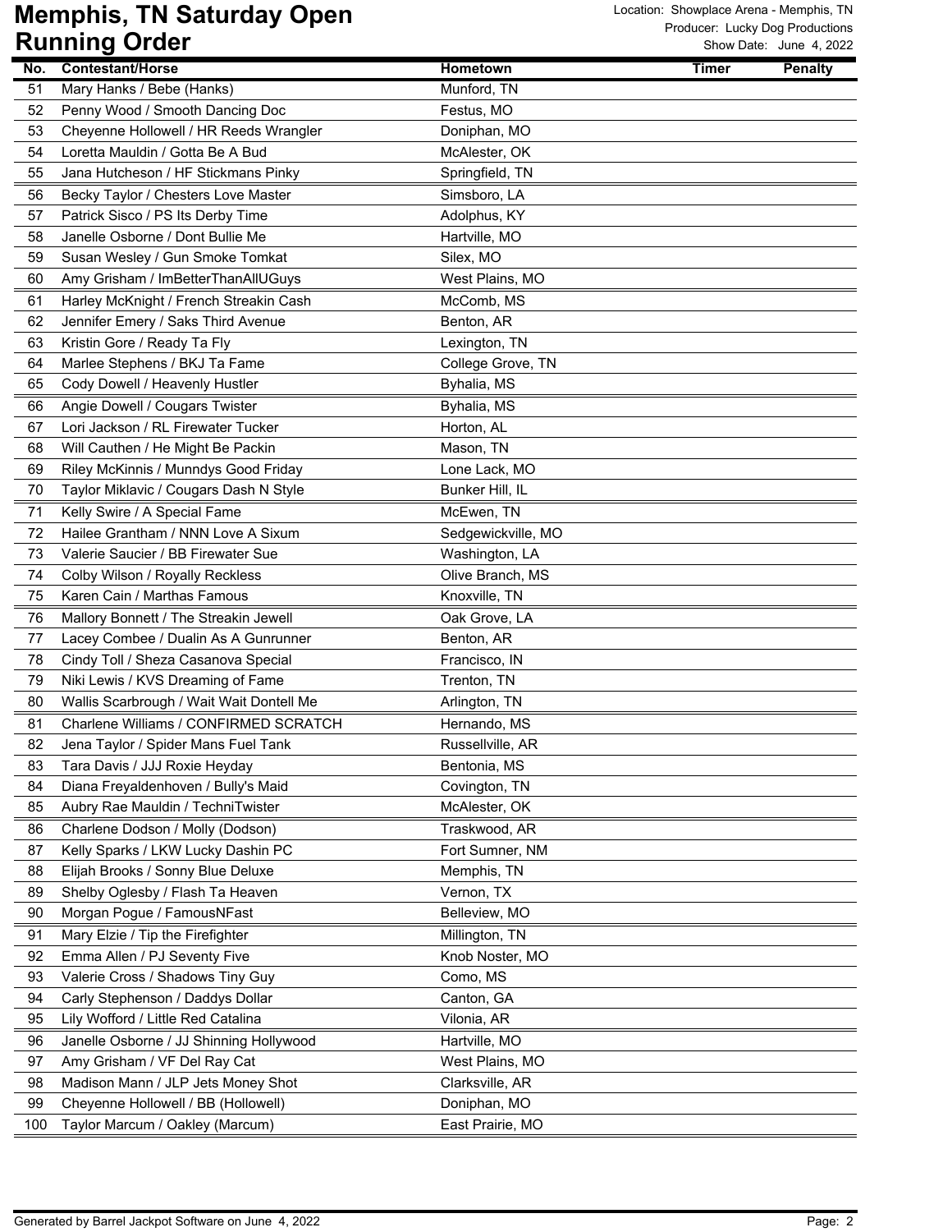# Memphis, TN Saturday Open
## Running Order

Location: Showplace Arena - Memphis, TN
Producer: Lucky Dog Productions
Show Date: June 4, 2022

| No. | Contestant/Horse | Hometown | Timer | Penalty |
|---|---|---|---|---|
| 51 | Mary Hanks / Bebe (Hanks) | Munford, TN | | |
| 52 | Penny Wood / Smooth Dancing Doc | Festus, MO | | |
| 53 | Cheyenne Hollowell / HR Reeds Wrangler | Doniphan, MO | | |
| 54 | Loretta Mauldin / Gotta Be A Bud | McAlester, OK | | |
| 55 | Jana Hutcheson / HF Stickmans Pinky | Springfield, TN | | |
| 56 | Becky Taylor / Chesters Love Master | Simsboro, LA | | |
| 57 | Patrick Sisco / PS Its Derby Time | Adolphus, KY | | |
| 58 | Janelle Osborne / Dont Bullie Me | Hartville, MO | | |
| 59 | Susan Wesley / Gun Smoke Tomkat | Silex, MO | | |
| 60 | Amy Grisham / ImBetterThanAllUGuys | West Plains, MO | | |
| 61 | Harley McKnight / French Streakin Cash | McComb, MS | | |
| 62 | Jennifer Emery / Saks Third Avenue | Benton, AR | | |
| 63 | Kristin Gore / Ready Ta Fly | Lexington, TN | | |
| 64 | Marlee Stephens / BKJ Ta Fame | College Grove, TN | | |
| 65 | Cody Dowell / Heavenly Hustler | Byhalia, MS | | |
| 66 | Angie Dowell / Cougars Twister | Byhalia, MS | | |
| 67 | Lori Jackson / RL Firewater Tucker | Horton, AL | | |
| 68 | Will Cauthen / He Might Be Packin | Mason, TN | | |
| 69 | Riley McKinnis / Munndys Good Friday | Lone Lack, MO | | |
| 70 | Taylor Miklavic / Cougars Dash N Style | Bunker Hill, IL | | |
| 71 | Kelly Swire / A Special Fame | McEwen, TN | | |
| 72 | Hailee Grantham / NNN Love A Sixum | Sedgewickville, MO | | |
| 73 | Valerie Saucier / BB Firewater Sue | Washington, LA | | |
| 74 | Colby Wilson / Royally Reckless | Olive Branch, MS | | |
| 75 | Karen Cain / Marthas Famous | Knoxville, TN | | |
| 76 | Mallory Bonnett / The Streakin Jewell | Oak Grove, LA | | |
| 77 | Lacey Combee / Dualin As A Gunrunner | Benton, AR | | |
| 78 | Cindy Toll / Sheza Casanova Special | Francisco, IN | | |
| 79 | Niki Lewis / KVS Dreaming of Fame | Trenton, TN | | |
| 80 | Wallis Scarbrough / Wait Wait Dontell Me | Arlington, TN | | |
| 81 | Charlene Williams / CONFIRMED SCRATCH | Hernando, MS | | |
| 82 | Jena Taylor / Spider Mans Fuel Tank | Russellville, AR | | |
| 83 | Tara Davis / JJJ Roxie Heyday | Bentonia, MS | | |
| 84 | Diana Freyaldenhoven / Bully's Maid | Covington, TN | | |
| 85 | Aubry Rae Mauldin / TechniTwister | McAlester, OK | | |
| 86 | Charlene Dodson / Molly (Dodson) | Traskwood, AR | | |
| 87 | Kelly Sparks / LKW Lucky Dashin PC | Fort Sumner, NM | | |
| 88 | Elijah Brooks / Sonny Blue Deluxe | Memphis, TN | | |
| 89 | Shelby Oglesby / Flash Ta Heaven | Vernon, TX | | |
| 90 | Morgan Pogue / FamousNFast | Belleview, MO | | |
| 91 | Mary Elzie / Tip the Firefighter | Millington, TN | | |
| 92 | Emma Allen / PJ Seventy Five | Knob Noster, MO | | |
| 93 | Valerie Cross / Shadows Tiny Guy | Como, MS | | |
| 94 | Carly Stephenson / Daddys Dollar | Canton, GA | | |
| 95 | Lily Wofford / Little Red Catalina | Vilonia, AR | | |
| 96 | Janelle Osborne / JJ Shinning Hollywood | Hartville, MO | | |
| 97 | Amy Grisham / VF Del Ray Cat | West Plains, MO | | |
| 98 | Madison Mann / JLP Jets Money Shot | Clarksville, AR | | |
| 99 | Cheyenne Hollowell / BB (Hollowell) | Doniphan, MO | | |
| 100 | Taylor Marcum / Oakley (Marcum) | East Prairie, MO | | |

Generated by Barrel Jackpot Software on June 4, 2022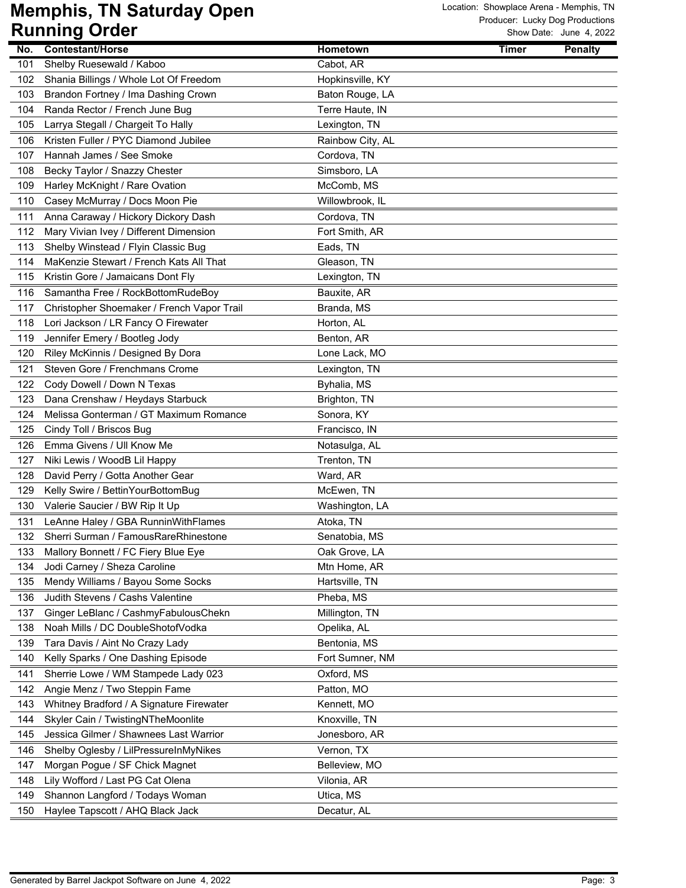# Memphis, TN Saturday Open
# Running Order

Location: Showplace Arena - Memphis, TN
Producer: Lucky Dog Productions
Show Date: June 4, 2022

| No. | Contestant/Horse | Hometown | Timer | Penalty |
|---|---|---|---|---|
| 101 | Shelby Ruesewald / Kaboo | Cabot, AR | | |
| 102 | Shania Billings / Whole Lot Of Freedom | Hopkinsville, KY | | |
| 103 | Brandon Fortney / Ima Dashing Crown | Baton Rouge, LA | | |
| 104 | Randa Rector / French June Bug | Terre Haute, IN | | |
| 105 | Larrya Stegall / Chargeit To Hally | Lexington, TN | | |
| 106 | Kristen Fuller / PYC Diamond Jubilee | Rainbow City, AL | | |
| 107 | Hannah James / See Smoke | Cordova, TN | | |
| 108 | Becky Taylor / Snazzy Chester | Simsboro, LA | | |
| 109 | Harley McKnight / Rare Ovation | McComb, MS | | |
| 110 | Casey McMurray / Docs Moon Pie | Willowbrook, IL | | |
| 111 | Anna Caraway / Hickory Dickory Dash | Cordova, TN | | |
| 112 | Mary Vivian Ivey / Different Dimension | Fort Smith, AR | | |
| 113 | Shelby Winstead / Flyin Classic Bug | Eads, TN | | |
| 114 | MaKenzie Stewart / French Kats All That | Gleason, TN | | |
| 115 | Kristin Gore / Jamaicans Dont Fly | Lexington, TN | | |
| 116 | Samantha Free / RockBottomRudeBoy | Bauxite, AR | | |
| 117 | Christopher Shoemaker / French Vapor Trail | Branda, MS | | |
| 118 | Lori Jackson / LR Fancy O Firewater | Horton, AL | | |
| 119 | Jennifer Emery / Bootleg Jody | Benton, AR | | |
| 120 | Riley McKinnis / Designed By Dora | Lone Lack, MO | | |
| 121 | Steven Gore / Frenchmans Crome | Lexington, TN | | |
| 122 | Cody Dowell / Down N Texas | Byhalia, MS | | |
| 123 | Dana Crenshaw / Heydays Starbuck | Brighton, TN | | |
| 124 | Melissa Gonterman / GT Maximum Romance | Sonora, KY | | |
| 125 | Cindy Toll / Briscos Bug | Francisco, IN | | |
| 126 | Emma Givens / Ull Know Me | Notasulga, AL | | |
| 127 | Niki Lewis / WoodB Lil Happy | Trenton, TN | | |
| 128 | David Perry / Gotta Another Gear | Ward, AR | | |
| 129 | Kelly Swire / BettinYourBottomBug | McEwen, TN | | |
| 130 | Valerie Saucier / BW Rip It Up | Washington, LA | | |
| 131 | LeAnne Haley / GBA RunninWithFlames | Atoka, TN | | |
| 132 | Sherri Surman / FamousRareRhinestone | Senatobia, MS | | |
| 133 | Mallory Bonnett / FC Fiery Blue Eye | Oak Grove, LA | | |
| 134 | Jodi Carney / Sheza Caroline | Mtn Home, AR | | |
| 135 | Mendy Williams / Bayou Some Socks | Hartsville, TN | | |
| 136 | Judith Stevens / Cashs Valentine | Pheba, MS | | |
| 137 | Ginger LeBlanc / CashmyFabulousChekn | Millington, TN | | |
| 138 | Noah Mills / DC DoubleShotofVodka | Opelika, AL | | |
| 139 | Tara Davis / Aint No Crazy Lady | Bentonia, MS | | |
| 140 | Kelly Sparks / One Dashing Episode | Fort Sumner, NM | | |
| 141 | Sherrie Lowe / WM Stampede Lady 023 | Oxford, MS | | |
| 142 | Angie Menz / Two Steppin Fame | Patton, MO | | |
| 143 | Whitney Bradford / A Signature Firewater | Kennett, MO | | |
| 144 | Skyler Cain / TwistingNTheMoonlite | Knoxville, TN | | |
| 145 | Jessica Gilmer / Shawnees Last Warrior | Jonesboro, AR | | |
| 146 | Shelby Oglesby / LilPressureInMyNikes | Vernon, TX | | |
| 147 | Morgan Pogue / SF Chick Magnet | Belleview, MO | | |
| 148 | Lily Wofford / Last PG Cat Olena | Vilonia, AR | | |
| 149 | Shannon Langford / Todays Woman | Utica, MS | | |
| 150 | Haylee Tapscott / AHQ Black Jack | Decatur, AL | | |

Generated by Barrel Jackpot Software on June 4, 2022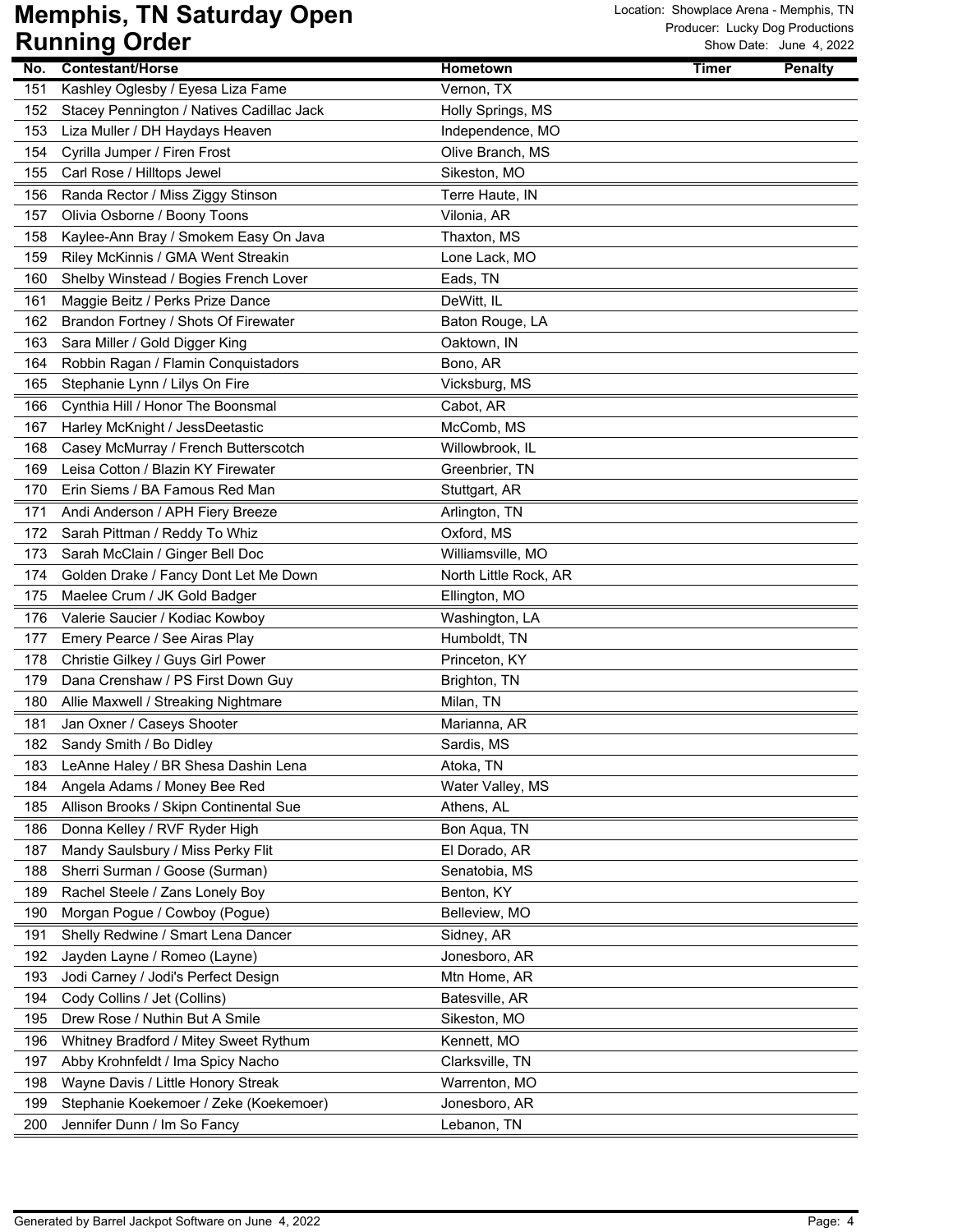# Memphis, TN Saturday Open
# Running Order

Location: Showplace Arena - Memphis, TN
Producer: Lucky Dog Productions
Show Date: June 4, 2022

| No. | Contestant/Horse | Hometown | Timer | Penalty |
|---|---|---|---|---|
| 151 | Kashley Oglesby / Eyesa Liza Fame | Vernon, TX | | |
| 152 | Stacey Pennington / Natives Cadillac Jack | Holly Springs, MS | | |
| 153 | Liza Muller / DH Haydays Heaven | Independence, MO | | |
| 154 | Cyrilla Jumper / Firen Frost | Olive Branch, MS | | |
| 155 | Carl Rose / Hilltops Jewel | Sikeston, MO | | |
| 156 | Randa Rector / Miss Ziggy Stinson | Terre Haute, IN | | |
| 157 | Olivia Osborne / Boony Toons | Vilonia, AR | | |
| 158 | Kaylee-Ann Bray / Smokem Easy On Java | Thaxton, MS | | |
| 159 | Riley McKinnis / GMA Went Streakin | Lone Lack, MO | | |
| 160 | Shelby Winstead / Bogies French Lover | Eads, TN | | |
| 161 | Maggie Beitz / Perks Prize Dance | DeWitt, IL | | |
| 162 | Brandon Fortney / Shots Of Firewater | Baton Rouge, LA | | |
| 163 | Sara Miller / Gold Digger King | Oaktown, IN | | |
| 164 | Robbin Ragan / Flamin Conquistadors | Bono, AR | | |
| 165 | Stephanie Lynn / Lilys On Fire | Vicksburg, MS | | |
| 166 | Cynthia Hill / Honor The Boonsmal | Cabot, AR | | |
| 167 | Harley McKnight / JessDeetastic | McComb, MS | | |
| 168 | Casey McMurray / French Butterscotch | Willowbrook, IL | | |
| 169 | Leisa Cotton / Blazin KY Firewater | Greenbrier, TN | | |
| 170 | Erin Siems / BA Famous Red Man | Stuttgart, AR | | |
| 171 | Andi Anderson / APH Fiery Breeze | Arlington, TN | | |
| 172 | Sarah Pittman / Reddy To Whiz | Oxford, MS | | |
| 173 | Sarah McClain / Ginger Bell Doc | Williamsville, MO | | |
| 174 | Golden Drake / Fancy Dont Let Me Down | North Little Rock, AR | | |
| 175 | Maelee Crum / JK Gold Badger | Ellington, MO | | |
| 176 | Valerie Saucier / Kodiac Kowboy | Washington, LA | | |
| 177 | Emery Pearce / See Airas Play | Humboldt, TN | | |
| 178 | Christie Gilkey / Guys Girl Power | Princeton, KY | | |
| 179 | Dana Crenshaw / PS First Down Guy | Brighton, TN | | |
| 180 | Allie Maxwell / Streaking Nightmare | Milan, TN | | |
| 181 | Jan Oxner / Caseys Shooter | Marianna, AR | | |
| 182 | Sandy Smith / Bo Didley | Sardis, MS | | |
| 183 | LeAnne Haley / BR Shesa Dashin Lena | Atoka, TN | | |
| 184 | Angela Adams / Money Bee Red | Water Valley, MS | | |
| 185 | Allison Brooks / Skipn Continental Sue | Athens, AL | | |
| 186 | Donna Kelley / RVF Ryder High | Bon Aqua, TN | | |
| 187 | Mandy Saulsbury / Miss Perky Flit | El Dorado, AR | | |
| 188 | Sherri Surman / Goose (Surman) | Senatobia, MS | | |
| 189 | Rachel Steele / Zans Lonely Boy | Benton, KY | | |
| 190 | Morgan Pogue / Cowboy (Pogue) | Belleview, MO | | |
| 191 | Shelly Redwine / Smart Lena Dancer | Sidney, AR | | |
| 192 | Jayden Layne / Romeo (Layne) | Jonesboro, AR | | |
| 193 | Jodi Carney / Jodi's Perfect Design | Mtn Home, AR | | |
| 194 | Cody Collins / Jet (Collins) | Batesville, AR | | |
| 195 | Drew Rose / Nuthin But A Smile | Sikeston, MO | | |
| 196 | Whitney Bradford / Mitey Sweet Rythum | Kennett, MO | | |
| 197 | Abby Krohnfeldt / Ima Spicy Nacho | Clarksville, TN | | |
| 198 | Wayne Davis / Little Honory Streak | Warrenton, MO | | |
| 199 | Stephanie Koekemoer / Zeke (Koekemoer) | Jonesboro, AR | | |
| 200 | Jennifer Dunn / Im So Fancy | Lebanon, TN | | |

Generated by Barrel Jackpot Software on June 4, 2022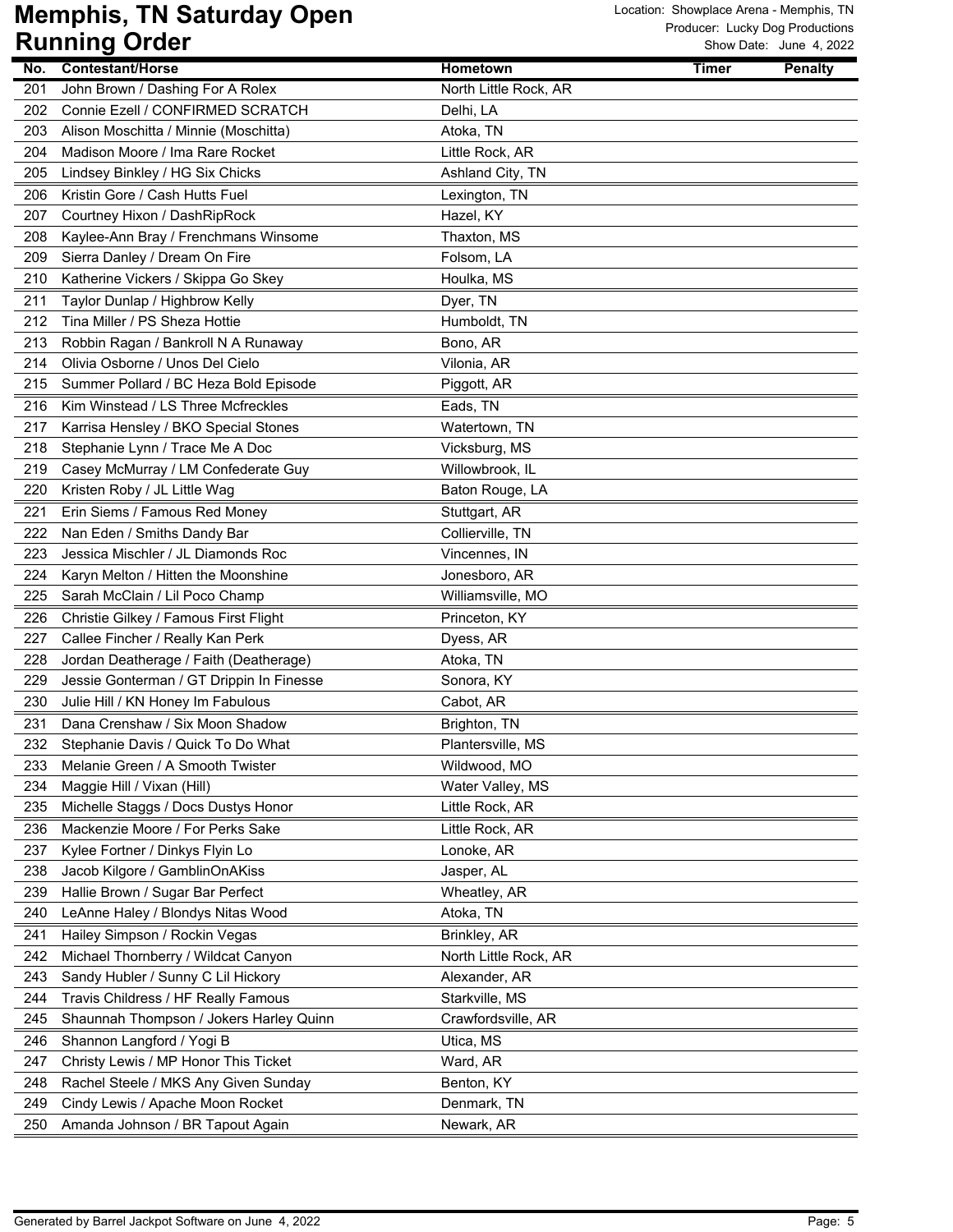# Memphis, TN Saturday Open
## Running Order

Location: Showplace Arena - Memphis, TN
Producer: Lucky Dog Productions
Show Date: June 4, 2022

| No. | Contestant/Horse | Hometown | Timer | Penalty |
|---|---|---|---|---|
| 201 | John Brown / Dashing For A Rolex | North Little Rock, AR | | |
| 202 | Connie Ezell / CONFIRMED SCRATCH | Delhi, LA | | |
| 203 | Alison Moschitta / Minnie (Moschitta) | Atoka, TN | | |
| 204 | Madison Moore / Ima Rare Rocket | Little Rock, AR | | |
| 205 | Lindsey Binkley / HG Six Chicks | Ashland City, TN | | |
| 206 | Kristin Gore / Cash Hutts Fuel | Lexington, TN | | |
| 207 | Courtney Hixon / DashRipRock | Hazel, KY | | |
| 208 | Kaylee-Ann Bray / Frenchmans Winsome | Thaxton, MS | | |
| 209 | Sierra Danley / Dream On Fire | Folsom, LA | | |
| 210 | Katherine Vickers / Skippa Go Skey | Houlka, MS | | |
| 211 | Taylor Dunlap / Highbrow Kelly | Dyer, TN | | |
| 212 | Tina Miller / PS Sheza Hottie | Humboldt, TN | | |
| 213 | Robbin Ragan / Bankroll N A Runaway | Bono, AR | | |
| 214 | Olivia Osborne / Unos Del Cielo | Vilonia, AR | | |
| 215 | Summer Pollard / BC Heza Bold Episode | Piggott, AR | | |
| 216 | Kim Winstead / LS Three Mcfreckles | Eads, TN | | |
| 217 | Karrisa Hensley / BKO Special Stones | Watertown, TN | | |
| 218 | Stephanie Lynn / Trace Me A Doc | Vicksburg, MS | | |
| 219 | Casey McMurray / LM Confederate Guy | Willowbrook, IL | | |
| 220 | Kristen Roby / JL Little Wag | Baton Rouge, LA | | |
| 221 | Erin Siems / Famous Red Money | Stuttgart, AR | | |
| 222 | Nan Eden / Smiths Dandy Bar | Collierville, TN | | |
| 223 | Jessica Mischler / JL Diamonds Roc | Vincennes, IN | | |
| 224 | Karyn Melton / Hitten the Moonshine | Jonesboro, AR | | |
| 225 | Sarah McClain / Lil Poco Champ | Williamsville, MO | | |
| 226 | Christie Gilkey / Famous First Flight | Princeton, KY | | |
| 227 | Callee Fincher / Really Kan Perk | Dyess, AR | | |
| 228 | Jordan Deatherage / Faith (Deatherage) | Atoka, TN | | |
| 229 | Jessie Gonterman / GT Drippin In Finesse | Sonora, KY | | |
| 230 | Julie Hill / KN Honey Im Fabulous | Cabot, AR | | |
| 231 | Dana Crenshaw / Six Moon Shadow | Brighton, TN | | |
| 232 | Stephanie Davis / Quick To Do What | Plantersville, MS | | |
| 233 | Melanie Green / A Smooth Twister | Wildwood, MO | | |
| 234 | Maggie Hill / Vixan (Hill) | Water Valley, MS | | |
| 235 | Michelle Staggs / Docs Dustys Honor | Little Rock, AR | | |
| 236 | Mackenzie Moore / For Perks Sake | Little Rock, AR | | |
| 237 | Kylee Fortner / Dinkys Flyin Lo | Lonoke, AR | | |
| 238 | Jacob Kilgore / GamblinOnAKiss | Jasper, AL | | |
| 239 | Hallie Brown / Sugar Bar Perfect | Wheatley, AR | | |
| 240 | LeAnne Haley / Blondys Nitas Wood | Atoka, TN | | |
| 241 | Hailey Simpson / Rockin Vegas | Brinkley, AR | | |
| 242 | Michael Thornberry / Wildcat Canyon | North Little Rock, AR | | |
| 243 | Sandy Hubler / Sunny C Lil Hickory | Alexander, AR | | |
| 244 | Travis Childress / HF Really Famous | Starkville, MS | | |
| 245 | Shaunnah Thompson / Jokers Harley Quinn | Crawfordsville, AR | | |
| 246 | Shannon Langford / Yogi B | Utica, MS | | |
| 247 | Christy Lewis / MP Honor This Ticket | Ward, AR | | |
| 248 | Rachel Steele / MKS Any Given Sunday | Benton, KY | | |
| 249 | Cindy Lewis / Apache Moon Rocket | Denmark, TN | | |
| 250 | Amanda Johnson / BR Tapout Again | Newark, AR | | |

Generated by Barrel Jackpot Software on June 4, 2022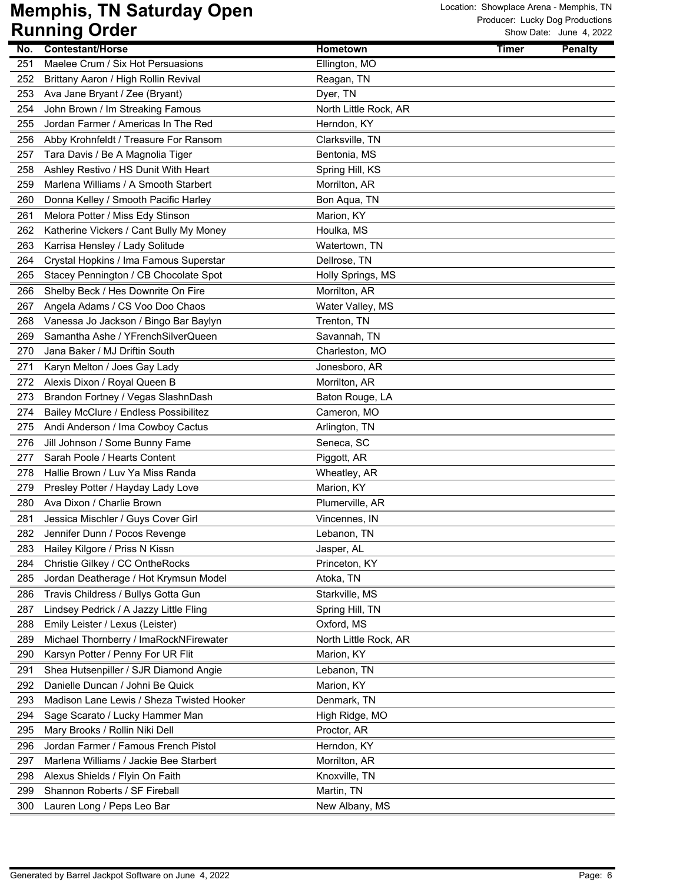# Memphis, TN Saturday Open Running Order

Location: Showplace Arena - Memphis, TN
Producer: Lucky Dog Productions
Show Date: June 4, 2022

| No. | Contestant/Horse | Hometown | Timer | Penalty |
|---|---|---|---|---|
| 251 | Maelee Crum / Six Hot Persuasions | Ellington, MO | | |
| 252 | Brittany Aaron / High Rollin Revival | Reagan, TN | | |
| 253 | Ava Jane Bryant / Zee (Bryant) | Dyer, TN | | |
| 254 | John Brown / Im Streaking Famous | North Little Rock, AR | | |
| 255 | Jordan Farmer / Americas In The Red | Herndon, KY | | |
| 256 | Abby Krohnfeldt / Treasure For Ransom | Clarksville, TN | | |
| 257 | Tara Davis / Be A Magnolia Tiger | Bentonia, MS | | |
| 258 | Ashley Restivo / HS Dunit With Heart | Spring Hill, KS | | |
| 259 | Marlena Williams / A Smooth Starbert | Morrilton, AR | | |
| 260 | Donna Kelley / Smooth Pacific Harley | Bon Aqua, TN | | |
| 261 | Melora Potter / Miss Edy Stinson | Marion, KY | | |
| 262 | Katherine Vickers / Cant Bully My Money | Houlka, MS | | |
| 263 | Karrisa Hensley / Lady Solitude | Watertown, TN | | |
| 264 | Crystal Hopkins / Ima Famous Superstar | Dellrose, TN | | |
| 265 | Stacey Pennington / CB Chocolate Spot | Holly Springs, MS | | |
| 266 | Shelby Beck / Hes Downrite On Fire | Morrilton, AR | | |
| 267 | Angela Adams / CS Voo Doo Chaos | Water Valley, MS | | |
| 268 | Vanessa Jo Jackson / Bingo Bar Baylyn | Trenton, TN | | |
| 269 | Samantha Ashe / YFrenchSilverQueen | Savannah, TN | | |
| 270 | Jana Baker / MJ Driftin South | Charleston, MO | | |
| 271 | Karyn Melton / Joes Gay Lady | Jonesboro, AR | | |
| 272 | Alexis Dixon / Royal Queen B | Morrilton, AR | | |
| 273 | Brandon Fortney / Vegas SlashnDash | Baton Rouge, LA | | |
| 274 | Bailey McClure / Endless Possibilitez | Cameron, MO | | |
| 275 | Andi Anderson / Ima Cowboy Cactus | Arlington, TN | | |
| 276 | Jill Johnson / Some Bunny Fame | Seneca, SC | | |
| 277 | Sarah Poole / Hearts Content | Piggott, AR | | |
| 278 | Hallie Brown / Luv Ya Miss Randa | Wheatley, AR | | |
| 279 | Presley Potter / Hayday Lady Love | Marion, KY | | |
| 280 | Ava Dixon / Charlie Brown | Plumerville, AR | | |
| 281 | Jessica Mischler / Guys Cover Girl | Vincennes, IN | | |
| 282 | Jennifer Dunn / Pocos Revenge | Lebanon, TN | | |
| 283 | Hailey Kilgore / Priss N Kissn | Jasper, AL | | |
| 284 | Christie Gilkey / CC OntheRocks | Princeton, KY | | |
| 285 | Jordan Deatherage / Hot Krymsun Model | Atoka, TN | | |
| 286 | Travis Childress / Bullys Gotta Gun | Starkville, MS | | |
| 287 | Lindsey Pedrick / A Jazzy Little Fling | Spring Hill, TN | | |
| 288 | Emily Leister / Lexus (Leister) | Oxford, MS | | |
| 289 | Michael Thornberry / ImaRockNFirewater | North Little Rock, AR | | |
| 290 | Karsyn Potter / Penny For UR Flit | Marion, KY | | |
| 291 | Shea Hutsenpiller / SJR Diamond Angie | Lebanon, TN | | |
| 292 | Danielle Duncan / Johni Be Quick | Marion, KY | | |
| 293 | Madison Lane Lewis / Sheza Twisted Hooker | Denmark, TN | | |
| 294 | Sage Scarato / Lucky Hammer Man | High Ridge, MO | | |
| 295 | Mary Brooks / Rollin Niki Dell | Proctor, AR | | |
| 296 | Jordan Farmer / Famous French Pistol | Herndon, KY | | |
| 297 | Marlena Williams / Jackie Bee Starbert | Morrilton, AR | | |
| 298 | Alexus Shields / Flyin On Faith | Knoxville, TN | | |
| 299 | Shannon Roberts / SF Fireball | Martin, TN | | |
| 300 | Lauren Long / Peps Leo Bar | New Albany, MS | | |

Generated by Barrel Jackpot Software on June 4, 2022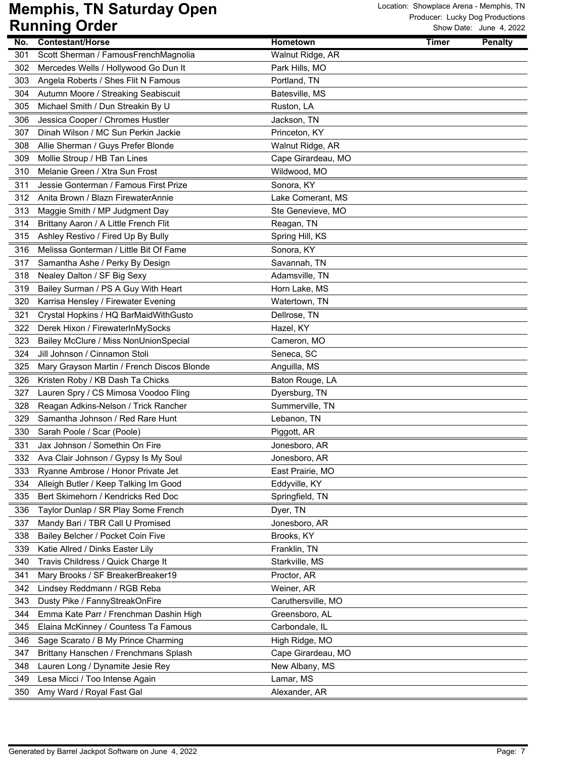# Memphis, TN Saturday Open
# Running Order

Location: Showplace Arena - Memphis, TN
Producer: Lucky Dog Productions
Show Date: June 4, 2022

| No. | Contestant/Horse | Hometown | Timer | Penalty |
|---|---|---|---|---|
| 301 | Scott Sherman / FamousFrenchMagnolia | Walnut Ridge, AR | | |
| 302 | Mercedes Wells / Hollywood Go Dun It | Park Hills, MO | | |
| 303 | Angela Roberts / Shes Flit N Famous | Portland, TN | | |
| 304 | Autumn Moore / Streaking Seabiscuit | Batesville, MS | | |
| 305 | Michael Smith / Dun Streakin By U | Ruston, LA | | |
| 306 | Jessica Cooper / Chromes Hustler | Jackson, TN | | |
| 307 | Dinah Wilson / MC Sun Perkin Jackie | Princeton, KY | | |
| 308 | Allie Sherman / Guys Prefer Blonde | Walnut Ridge, AR | | |
| 309 | Mollie Stroup / HB Tan Lines | Cape Girardeau, MO | | |
| 310 | Melanie Green / Xtra Sun Frost | Wildwood, MO | | |
| 311 | Jessie Gonterman / Famous First Prize | Sonora, KY | | |
| 312 | Anita Brown / Blazn FirewaterAnnie | Lake Comerant, MS | | |
| 313 | Maggie Smith / MP Judgment Day | Ste Genevieve, MO | | |
| 314 | Brittany Aaron / A Little French Flit | Reagan, TN | | |
| 315 | Ashley Restivo / Fired Up By Bully | Spring Hill, KS | | |
| 316 | Melissa Gonterman / Little Bit Of Fame | Sonora, KY | | |
| 317 | Samantha Ashe / Perky By Design | Savannah, TN | | |
| 318 | Nealey Dalton / SF Big Sexy | Adamsville, TN | | |
| 319 | Bailey Surman / PS A Guy With Heart | Horn Lake, MS | | |
| 320 | Karrisa Hensley / Firewater Evening | Watertown, TN | | |
| 321 | Crystal Hopkins / HQ BarMaidWithGusto | Dellrose, TN | | |
| 322 | Derek Hixon / FirewaterInMySocks | Hazel, KY | | |
| 323 | Bailey McClure / Miss NonUnionSpecial | Cameron, MO | | |
| 324 | Jill Johnson / Cinnamon Stoli | Seneca, SC | | |
| 325 | Mary Grayson Martin / French Discos Blonde | Anguilla, MS | | |
| 326 | Kristen Roby / KB Dash Ta Chicks | Baton Rouge, LA | | |
| 327 | Lauren Spry / CS Mimosa Voodoo Fling | Dyersburg, TN | | |
| 328 | Reagan Adkins-Nelson / Trick Rancher | Summerville, TN | | |
| 329 | Samantha Johnson / Red Rare Hunt | Lebanon, TN | | |
| 330 | Sarah Poole / Scar (Poole) | Piggott, AR | | |
| 331 | Jax Johnson / Somethin On Fire | Jonesboro, AR | | |
| 332 | Ava Clair Johnson / Gypsy Is My Soul | Jonesboro, AR | | |
| 333 | Ryanne Ambrose / Honor Private Jet | East Prairie, MO | | |
| 334 | Alleigh Butler / Keep Talking Im Good | Eddyville, KY | | |
| 335 | Bert Skimehorn / Kendricks Red Doc | Springfield, TN | | |
| 336 | Taylor Dunlap / SR Play Some French | Dyer, TN | | |
| 337 | Mandy Bari / TBR Call U Promised | Jonesboro, AR | | |
| 338 | Bailey Belcher / Pocket Coin Five | Brooks, KY | | |
| 339 | Katie Allred / Dinks Easter Lily | Franklin, TN | | |
| 340 | Travis Childress / Quick Charge It | Starkville, MS | | |
| 341 | Mary Brooks / SF BreakerBreaker19 | Proctor, AR | | |
| 342 | Lindsey Reddmann / RGB Reba | Weiner, AR | | |
| 343 | Dusty Pike / FannyStreakOnFire | Caruthersville, MO | | |
| 344 | Emma Kate Parr / Frenchman Dashin High | Greensboro, AL | | |
| 345 | Elaina McKinney / Countess Ta Famous | Carbondale, IL | | |
| 346 | Sage Scarato / B My Prince Charming | High Ridge, MO | | |
| 347 | Brittany Hanschen / Frenchmans Splash | Cape Girardeau, MO | | |
| 348 | Lauren Long / Dynamite Jesie Rey | New Albany, MS | | |
| 349 | Lesa Micci / Too Intense Again | Lamar, MS | | |
| 350 | Amy Ward / Royal Fast Gal | Alexander, AR | | |

Generated by Barrel Jackpot Software on June 4, 2022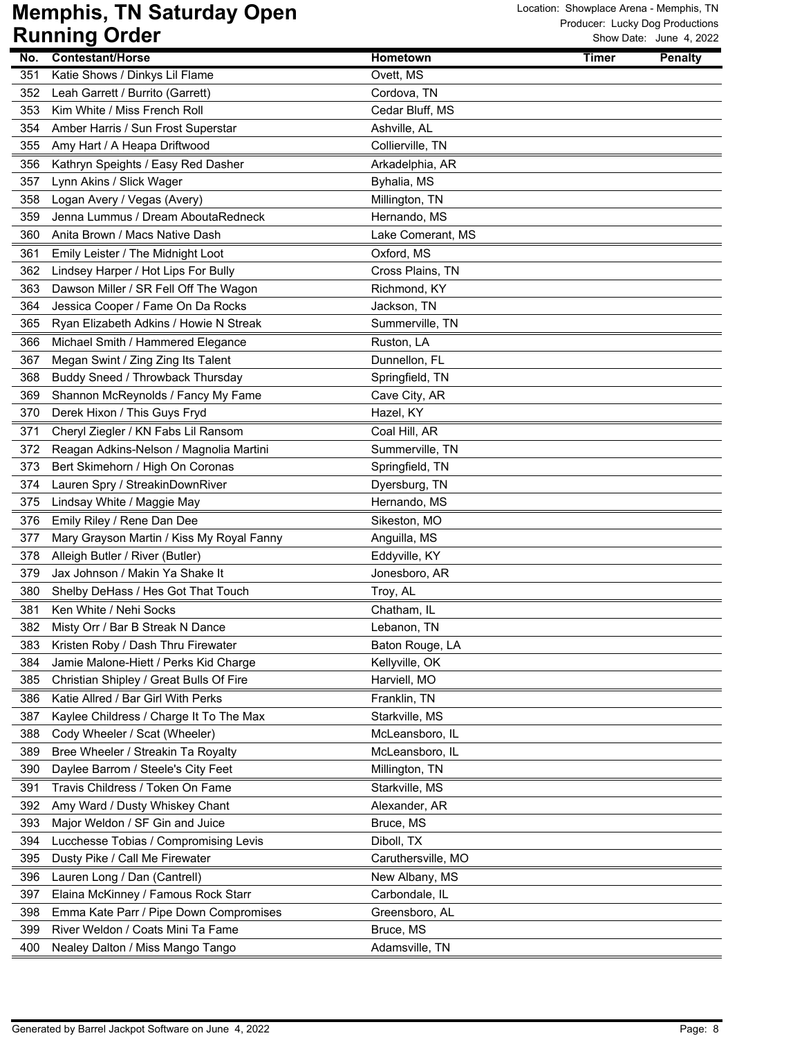# Memphis, TN Saturday Open
## Running Order

Location: Showplace Arena - Memphis, TN
Producer: Lucky Dog Productions
Show Date: June 4, 2022

| No. | Contestant/Horse | Hometown | Timer | Penalty |
|---|---|---|---|---|
| 351 | Katie Shows / Dinkys Lil Flame | Ovett, MS | | |
| 352 | Leah Garrett / Burrito (Garrett) | Cordova, TN | | |
| 353 | Kim White / Miss French Roll | Cedar Bluff, MS | | |
| 354 | Amber Harris / Sun Frost Superstar | Ashville, AL | | |
| 355 | Amy Hart / A Heapa Driftwood | Collierville, TN | | |
| 356 | Kathryn Speights / Easy Red Dasher | Arkadelphia, AR | | |
| 357 | Lynn Akins / Slick Wager | Byhalia, MS | | |
| 358 | Logan Avery / Vegas (Avery) | Millington, TN | | |
| 359 | Jenna Lummus / Dream AboutaRedneck | Hernando, MS | | |
| 360 | Anita Brown / Macs Native Dash | Lake Comerant, MS | | |
| 361 | Emily Leister / The Midnight Loot | Oxford, MS | | |
| 362 | Lindsey Harper / Hot Lips For Bully | Cross Plains, TN | | |
| 363 | Dawson Miller / SR Fell Off The Wagon | Richmond, KY | | |
| 364 | Jessica Cooper / Fame On Da Rocks | Jackson, TN | | |
| 365 | Ryan Elizabeth Adkins / Howie N Streak | Summerville, TN | | |
| 366 | Michael Smith / Hammered Elegance | Ruston, LA | | |
| 367 | Megan Swint / Zing Zing Its Talent | Dunnellon, FL | | |
| 368 | Buddy Sneed / Throwback Thursday | Springfield, TN | | |
| 369 | Shannon McReynolds / Fancy My Fame | Cave City, AR | | |
| 370 | Derek Hixon / This Guys Fryd | Hazel, KY | | |
| 371 | Cheryl Ziegler / KN Fabs Lil Ransom | Coal Hill, AR | | |
| 372 | Reagan Adkins-Nelson / Magnolia Martini | Summerville, TN | | |
| 373 | Bert Skimehorn / High On Coronas | Springfield, TN | | |
| 374 | Lauren Spry / StreakinDownRiver | Dyersburg, TN | | |
| 375 | Lindsay White / Maggie May | Hernando, MS | | |
| 376 | Emily Riley / Rene Dan Dee | Sikeston, MO | | |
| 377 | Mary Grayson Martin / Kiss My Royal Fanny | Anguilla, MS | | |
| 378 | Alleigh Butler / River (Butler) | Eddyville, KY | | |
| 379 | Jax Johnson / Makin Ya Shake It | Jonesboro, AR | | |
| 380 | Shelby DeHass / Hes Got That Touch | Troy, AL | | |
| 381 | Ken White / Nehi Socks | Chatham, IL | | |
| 382 | Misty Orr / Bar B Streak N Dance | Lebanon, TN | | |
| 383 | Kristen Roby / Dash Thru Firewater | Baton Rouge, LA | | |
| 384 | Jamie Malone-Hiett / Perks Kid Charge | Kellyville, OK | | |
| 385 | Christian Shipley / Great Bulls Of Fire | Harviell, MO | | |
| 386 | Katie Allred / Bar Girl With Perks | Franklin, TN | | |
| 387 | Kaylee Childress / Charge It To The Max | Starkville, MS | | |
| 388 | Cody Wheeler / Scat (Wheeler) | McLeansboro, IL | | |
| 389 | Bree Wheeler / Streakin Ta Royalty | McLeansboro, IL | | |
| 390 | Daylee Barrom / Steele's City Feet | Millington, TN | | |
| 391 | Travis Childress / Token On Fame | Starkville, MS | | |
| 392 | Amy Ward / Dusty Whiskey Chant | Alexander, AR | | |
| 393 | Major Weldon / SF Gin and Juice | Bruce, MS | | |
| 394 | Lucchesse Tobias / Compromising Levis | Diboll, TX | | |
| 395 | Dusty Pike / Call Me Firewater | Caruthersville, MO | | |
| 396 | Lauren Long / Dan (Cantrell) | New Albany, MS | | |
| 397 | Elaina McKinney / Famous Rock Starr | Carbondale, IL | | |
| 398 | Emma Kate Parr / Pipe Down Compromises | Greensboro, AL | | |
| 399 | River Weldon / Coats Mini Ta Fame | Bruce, MS | | |
| 400 | Nealey Dalton / Miss Mango Tango | Adamsville, TN | | |

Generated by Barrel Jackpot Software on June 4, 2022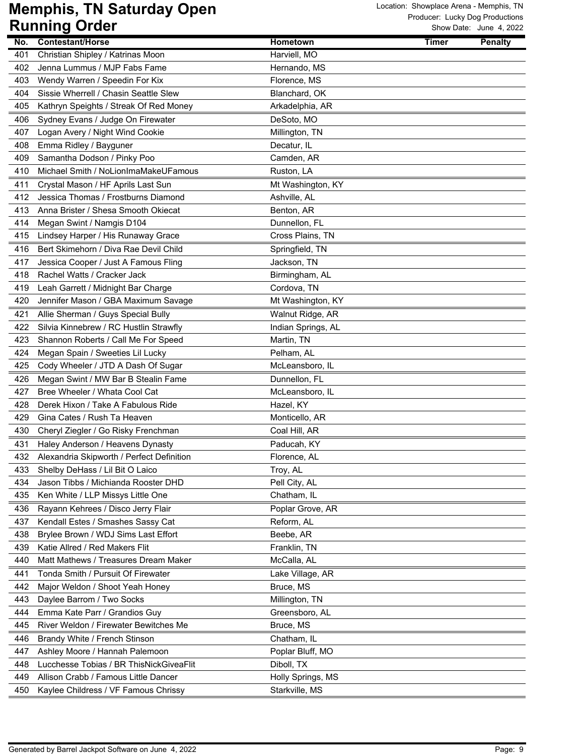# Memphis, TN Saturday Open
## Running Order

Location: Showplace Arena - Memphis, TN
Producer: Lucky Dog Productions
Show Date: June 4, 2022

| No. | Contestant/Horse | Hometown | Timer | Penalty |
|---|---|---|---|---|
| 401 | Christian Shipley / Katrinas Moon | Harviell, MO | | |
| 402 | Jenna Lummus / MJP Fabs Fame | Hernando, MS | | |
| 403 | Wendy Warren / Speedin For Kix | Florence, MS | | |
| 404 | Sissie Wherrell / Chasin Seattle Slew | Blanchard, OK | | |
| 405 | Kathryn Speights / Streak Of Red Money | Arkadelphia, AR | | |
| 406 | Sydney Evans / Judge On Firewater | DeSoto, MO | | |
| 407 | Logan Avery / Night Wind Cookie | Millington, TN | | |
| 408 | Emma Ridley / Bayguner | Decatur, IL | | |
| 409 | Samantha Dodson / Pinky Poo | Camden, AR | | |
| 410 | Michael Smith / NoLionImaMakeUFamous | Ruston, LA | | |
| 411 | Crystal Mason / HF Aprils Last Sun | Mt Washington, KY | | |
| 412 | Jessica Thomas / Frostburns Diamond | Ashville, AL | | |
| 413 | Anna Brister / Shesa Smooth Okiecat | Benton, AR | | |
| 414 | Megan Swint / Namgis D104 | Dunnellon, FL | | |
| 415 | Lindsey Harper / His Runaway Grace | Cross Plains, TN | | |
| 416 | Bert Skimehorn / Diva Rae Devil Child | Springfield, TN | | |
| 417 | Jessica Cooper / Just A Famous Fling | Jackson, TN | | |
| 418 | Rachel Watts / Cracker Jack | Birmingham, AL | | |
| 419 | Leah Garrett / Midnight Bar Charge | Cordova, TN | | |
| 420 | Jennifer Mason / GBA Maximum Savage | Mt Washington, KY | | |
| 421 | Allie Sherman / Guys Special Bully | Walnut Ridge, AR | | |
| 422 | Silvia Kinnebrew / RC Hustlin Strawfly | Indian Springs, AL | | |
| 423 | Shannon Roberts / Call Me For Speed | Martin, TN | | |
| 424 | Megan Spain / Sweeties Lil Lucky | Pelham, AL | | |
| 425 | Cody Wheeler / JTD A Dash Of Sugar | McLeansboro, IL | | |
| 426 | Megan Swint / MW Bar B Stealin Fame | Dunnellon, FL | | |
| 427 | Bree Wheeler / Whata Cool Cat | McLeansboro, IL | | |
| 428 | Derek Hixon / Take A Fabulous Ride | Hazel, KY | | |
| 429 | Gina Cates / Rush Ta Heaven | Monticello, AR | | |
| 430 | Cheryl Ziegler / Go Risky Frenchman | Coal Hill, AR | | |
| 431 | Haley Anderson / Heavens Dynasty | Paducah, KY | | |
| 432 | Alexandria Skipworth / Perfect Definition | Florence, AL | | |
| 433 | Shelby DeHass / Lil Bit O Laico | Troy, AL | | |
| 434 | Jason Tibbs / Michianda Rooster DHD | Pell City, AL | | |
| 435 | Ken White / LLP Missys Little One | Chatham, IL | | |
| 436 | Rayann Kehrees / Disco Jerry Flair | Poplar Grove, AR | | |
| 437 | Kendall Estes / Smashes Sassy Cat | Reform, AL | | |
| 438 | Brylee Brown / WDJ Sims Last Effort | Beebe, AR | | |
| 439 | Katie Allred / Red Makers Flit | Franklin, TN | | |
| 440 | Matt Mathews / Treasures Dream Maker | McCalla, AL | | |
| 441 | Tonda Smith / Pursuit Of Firewater | Lake Village, AR | | |
| 442 | Major Weldon / Shoot Yeah Honey | Bruce, MS | | |
| 443 | Daylee Barrom / Two Socks | Millington, TN | | |
| 444 | Emma Kate Parr / Grandios Guy | Greensboro, AL | | |
| 445 | River Weldon / Firewater Bewitches Me | Bruce, MS | | |
| 446 | Brandy White / French Stinson | Chatham, IL | | |
| 447 | Ashley Moore / Hannah Palemoon | Poplar Bluff, MO | | |
| 448 | Lucchesse Tobias / BR ThisNickGiveaFlit | Diboll, TX | | |
| 449 | Allison Crabb / Famous Little Dancer | Holly Springs, MS | | |
| 450 | Kaylee Childress / VF Famous Chrissy | Starkville, MS | | |

Generated by Barrel Jackpot Software on June 4, 2022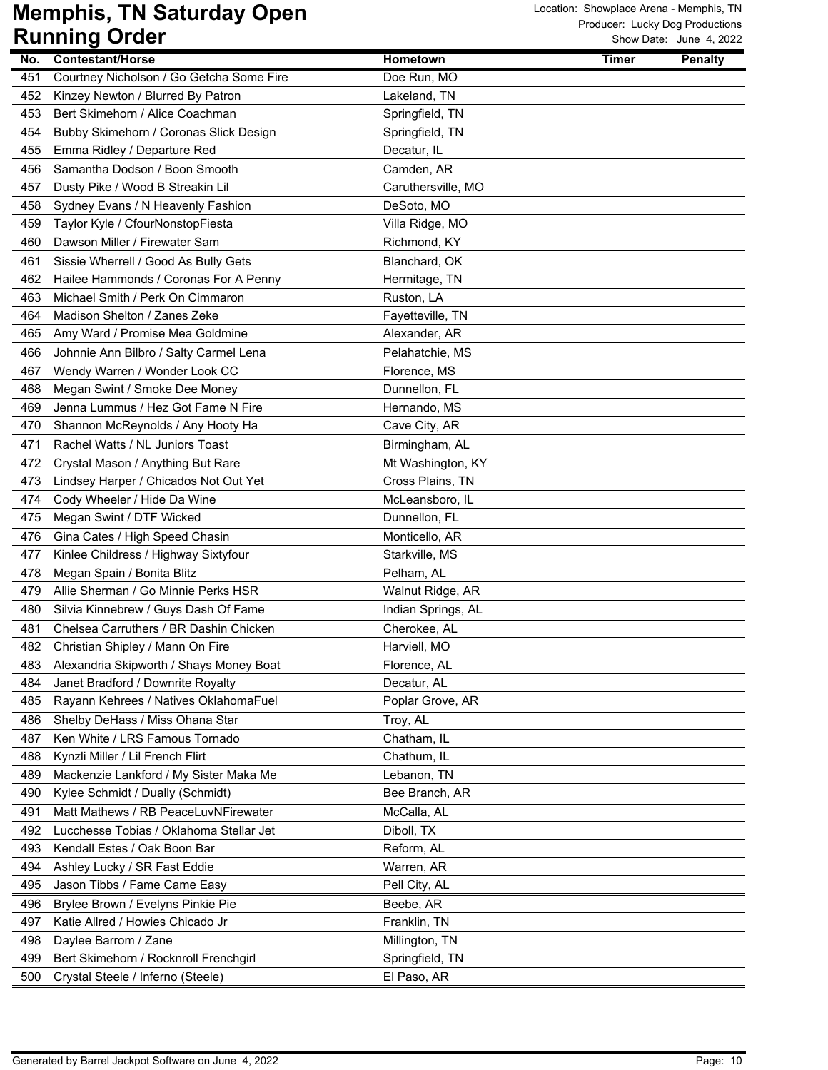# Memphis, TN Saturday Open
## Running Order

Location: Showplace Arena - Memphis, TN
Producer: Lucky Dog Productions
Show Date: June 4, 2022

| No. | Contestant/Horse | Hometown | Timer | Penalty |
|---|---|---|---|---|
| 451 | Courtney Nicholson / Go Getcha Some Fire | Doe Run, MO | | |
| 452 | Kinzey Newton / Blurred By Patron | Lakeland, TN | | |
| 453 | Bert Skimehorn / Alice Coachman | Springfield, TN | | |
| 454 | Bubby Skimehorn / Coronas Slick Design | Springfield, TN | | |
| 455 | Emma Ridley / Departure Red | Decatur, IL | | |
| 456 | Samantha Dodson / Boon Smooth | Camden, AR | | |
| 457 | Dusty Pike / Wood B Streakin Lil | Caruthersville, MO | | |
| 458 | Sydney Evans / N Heavenly Fashion | DeSoto, MO | | |
| 459 | Taylor Kyle / CfourNonstopFiesta | Villa Ridge, MO | | |
| 460 | Dawson Miller / Firewater Sam | Richmond, KY | | |
| 461 | Sissie Wherrell / Good As Bully Gets | Blanchard, OK | | |
| 462 | Hailee Hammonds / Coronas For A Penny | Hermitage, TN | | |
| 463 | Michael Smith / Perk On Cimmaron | Ruston, LA | | |
| 464 | Madison Shelton / Zanes Zeke | Fayetteville, TN | | |
| 465 | Amy Ward / Promise Mea Goldmine | Alexander, AR | | |
| 466 | Johnnie Ann Bilbro / Salty Carmel Lena | Pelahatchie, MS | | |
| 467 | Wendy Warren / Wonder Look CC | Florence, MS | | |
| 468 | Megan Swint / Smoke Dee Money | Dunnellon, FL | | |
| 469 | Jenna Lummus / Hez Got Fame N Fire | Hernando, MS | | |
| 470 | Shannon McReynolds / Any Hooty Ha | Cave City, AR | | |
| 471 | Rachel Watts / NL Juniors Toast | Birmingham, AL | | |
| 472 | Crystal Mason / Anything But Rare | Mt Washington, KY | | |
| 473 | Lindsey Harper / Chicados Not Out Yet | Cross Plains, TN | | |
| 474 | Cody Wheeler / Hide Da Wine | McLeansboro, IL | | |
| 475 | Megan Swint / DTF Wicked | Dunnellon, FL | | |
| 476 | Gina Cates / High Speed Chasin | Monticello, AR | | |
| 477 | Kinlee Childress / Highway Sixtyfour | Starkville, MS | | |
| 478 | Megan Spain / Bonita Blitz | Pelham, AL | | |
| 479 | Allie Sherman / Go Minnie Perks HSR | Walnut Ridge, AR | | |
| 480 | Silvia Kinnebrew / Guys Dash Of Fame | Indian Springs, AL | | |
| 481 | Chelsea Carruthers / BR Dashin Chicken | Cherokee, AL | | |
| 482 | Christian Shipley / Mann On Fire | Harviell, MO | | |
| 483 | Alexandria Skipworth / Shays Money Boat | Florence, AL | | |
| 484 | Janet Bradford / Downrite Royalty | Decatur, AL | | |
| 485 | Rayann Kehrees / Natives OklahomaFuel | Poplar Grove, AR | | |
| 486 | Shelby DeHass / Miss Ohana Star | Troy, AL | | |
| 487 | Ken White / LRS Famous Tornado | Chatham, IL | | |
| 488 | Kynzli Miller / Lil French Flirt | Chathum, IL | | |
| 489 | Mackenzie Lankford / My Sister Maka Me | Lebanon, TN | | |
| 490 | Kylee Schmidt / Dually (Schmidt) | Bee Branch, AR | | |
| 491 | Matt Mathews / RB PeaceLuvNFirewater | McCalla, AL | | |
| 492 | Lucchesse Tobias / Oklahoma Stellar Jet | Diboll, TX | | |
| 493 | Kendall Estes / Oak Boon Bar | Reform, AL | | |
| 494 | Ashley Lucky / SR Fast Eddie | Warren, AR | | |
| 495 | Jason Tibbs / Fame Came Easy | Pell City, AL | | |
| 496 | Brylee Brown / Evelyns Pinkie Pie | Beebe, AR | | |
| 497 | Katie Allred / Howies Chicado Jr | Franklin, TN | | |
| 498 | Daylee Barrom / Zane | Millington, TN | | |
| 499 | Bert Skimehorn / Rocknroll Frenchgirl | Springfield, TN | | |
| 500 | Crystal Steele / Inferno (Steele) | El Paso, AR | | |

Generated by Barrel Jackpot Software on June 4, 2022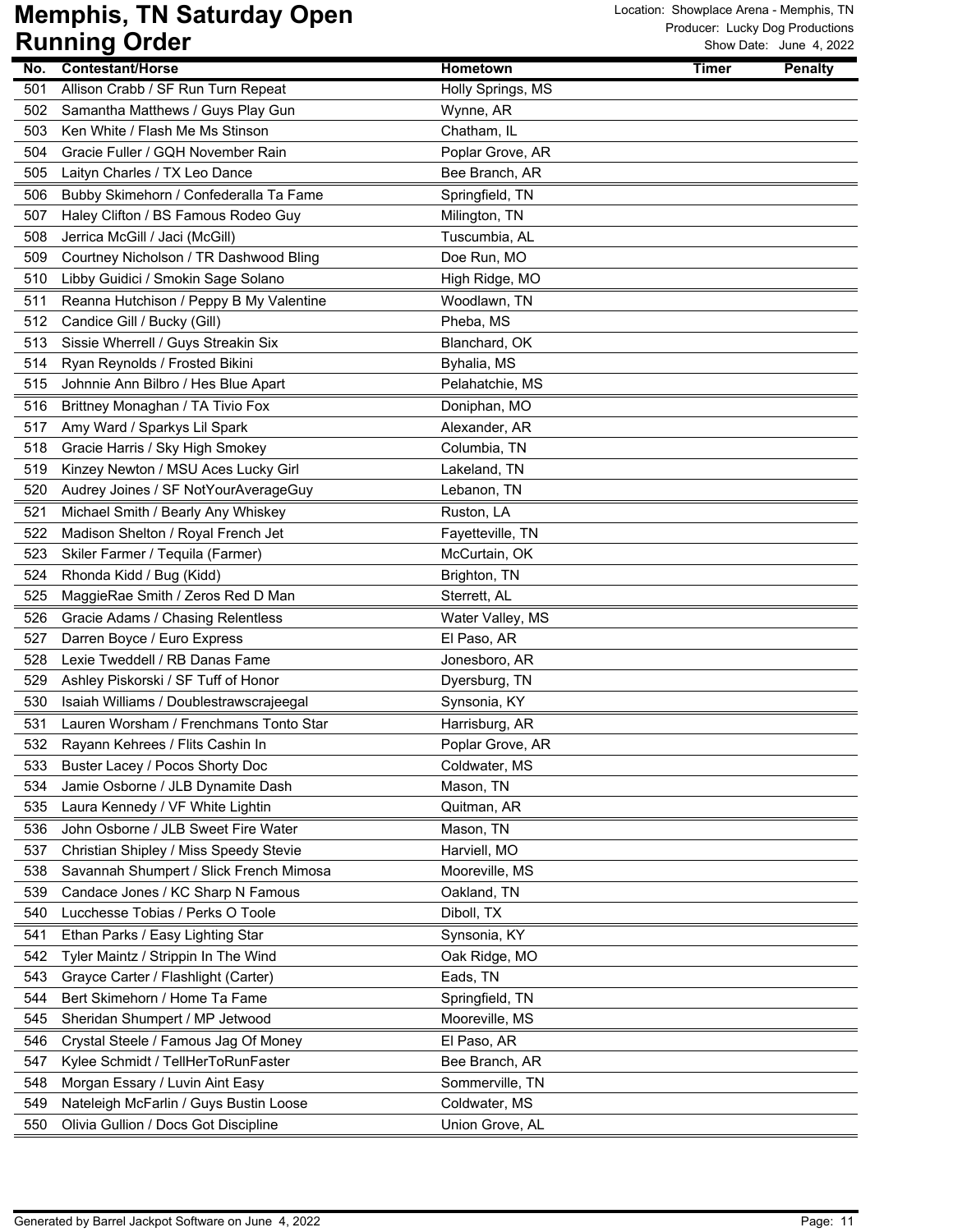# Memphis, TN Saturday Open
## Running Order

Location: Showplace Arena - Memphis, TN
Producer: Lucky Dog Productions
Show Date: June 4, 2022

| No. | Contestant/Horse | Hometown | Timer | Penalty |
|---|---|---|---|---|
| 501 | Allison Crabb / SF Run Turn Repeat | Holly Springs, MS | | |
| 502 | Samantha Matthews / Guys Play Gun | Wynne, AR | | |
| 503 | Ken White / Flash Me Ms Stinson | Chatham, IL | | |
| 504 | Gracie Fuller / GQH November Rain | Poplar Grove, AR | | |
| 505 | Laityn Charles / TX Leo Dance | Bee Branch, AR | | |
| 506 | Bubby Skimehorn / Confederalla Ta Fame | Springfield, TN | | |
| 507 | Haley Clifton / BS Famous Rodeo Guy | Milington, TN | | |
| 508 | Jerrica McGill / Jaci (McGill) | Tuscumbia, AL | | |
| 509 | Courtney Nicholson / TR Dashwood Bling | Doe Run, MO | | |
| 510 | Libby Guidici / Smokin Sage Solano | High Ridge, MO | | |
| 511 | Reanna Hutchison / Peppy B My Valentine | Woodlawn, TN | | |
| 512 | Candice Gill / Bucky (Gill) | Pheba, MS | | |
| 513 | Sissie Wherrell / Guys Streakin Six | Blanchard, OK | | |
| 514 | Ryan Reynolds / Frosted Bikini | Byhalia, MS | | |
| 515 | Johnnie Ann Bilbro / Hes Blue Apart | Pelahatchie, MS | | |
| 516 | Brittney Monaghan / TA Tivio Fox | Doniphan, MO | | |
| 517 | Amy Ward / Sparkys Lil Spark | Alexander, AR | | |
| 518 | Gracie Harris / Sky High Smokey | Columbia, TN | | |
| 519 | Kinzey Newton / MSU Aces Lucky Girl | Lakeland, TN | | |
| 520 | Audrey Joines / SF NotYourAverageGuy | Lebanon, TN | | |
| 521 | Michael Smith / Bearly Any Whiskey | Ruston, LA | | |
| 522 | Madison Shelton / Royal French Jet | Fayetteville, TN | | |
| 523 | Skiler Farmer / Tequila (Farmer) | McCurtain, OK | | |
| 524 | Rhonda Kidd / Bug (Kidd) | Brighton, TN | | |
| 525 | MaggieRae Smith / Zeros Red D Man | Sterrett, AL | | |
| 526 | Gracie Adams / Chasing Relentless | Water Valley, MS | | |
| 527 | Darren Boyce / Euro Express | El Paso, AR | | |
| 528 | Lexie Tweddell / RB Danas Fame | Jonesboro, AR | | |
| 529 | Ashley Piskorski / SF Tuff of Honor | Dyersburg, TN | | |
| 530 | Isaiah Williams / Doublestrawscrajeegal | Synsonia, KY | | |
| 531 | Lauren Worsham / Frenchmans Tonto Star | Harrisburg, AR | | |
| 532 | Rayann Kehrees / Flits Cashin In | Poplar Grove, AR | | |
| 533 | Buster Lacey / Pocos Shorty Doc | Coldwater, MS | | |
| 534 | Jamie Osborne / JLB Dynamite Dash | Mason, TN | | |
| 535 | Laura Kennedy / VF White Lightin | Quitman, AR | | |
| 536 | John Osborne / JLB Sweet Fire Water | Mason, TN | | |
| 537 | Christian Shipley / Miss Speedy Stevie | Harviell, MO | | |
| 538 | Savannah Shumpert / Slick French Mimosa | Mooreville, MS | | |
| 539 | Candace Jones / KC Sharp N Famous | Oakland, TN | | |
| 540 | Lucchesse Tobias / Perks O Toole | Diboll, TX | | |
| 541 | Ethan Parks / Easy Lighting Star | Synsonia, KY | | |
| 542 | Tyler Maintz / Strippin In The Wind | Oak Ridge, MO | | |
| 543 | Grayce Carter / Flashlight (Carter) | Eads, TN | | |
| 544 | Bert Skimehorn / Home Ta Fame | Springfield, TN | | |
| 545 | Sheridan Shumpert / MP Jetwood | Mooreville, MS | | |
| 546 | Crystal Steele / Famous Jag Of Money | El Paso, AR | | |
| 547 | Kylee Schmidt / TellHerToRunFaster | Bee Branch, AR | | |
| 548 | Morgan Essary / Luvin Aint Easy | Sommerville, TN | | |
| 549 | Nateleigh McFarlin / Guys Bustin Loose | Coldwater, MS | | |
| 550 | Olivia Gullion / Docs Got Discipline | Union Grove, AL | | |

Generated by Barrel Jackpot Software on June 4, 2022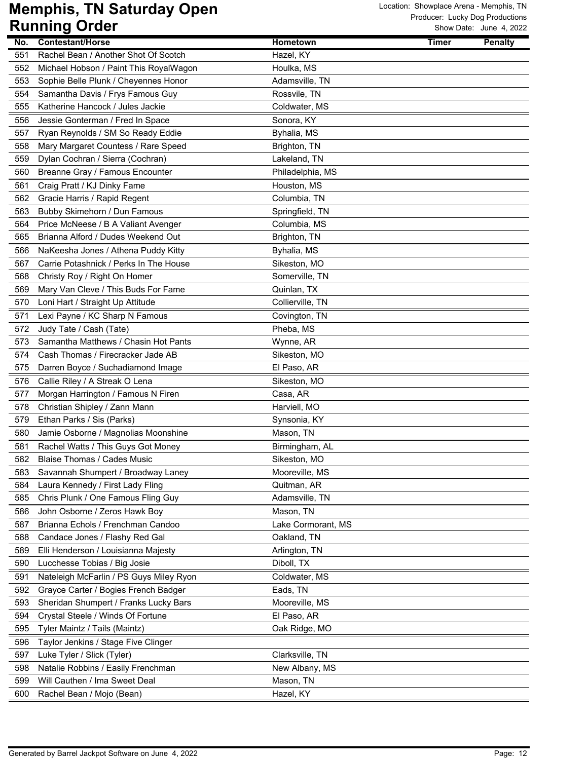# Memphis, TN Saturday Open
## Running Order

Location: Showplace Arena - Memphis, TN
Producer: Lucky Dog Productions
Show Date: June 4, 2022

| No. | Contestant/Horse | Hometown | Timer | Penalty |
|---|---|---|---|---|
| 551 | Rachel Bean / Another Shot Of Scotch | Hazel, KY | | |
| 552 | Michael Hobson / Paint This RoyalWagon | Houlka, MS | | |
| 553 | Sophie Belle Plunk / Cheyennes Honor | Adamsville, TN | | |
| 554 | Samantha Davis / Frys Famous Guy | Rossvile, TN | | |
| 555 | Katherine Hancock / Jules Jackie | Coldwater, MS | | |
| 556 | Jessie Gonterman / Fred In Space | Sonora, KY | | |
| 557 | Ryan Reynolds / SM So Ready Eddie | Byhalia, MS | | |
| 558 | Mary Margaret Countess / Rare Speed | Brighton, TN | | |
| 559 | Dylan Cochran / Sierra (Cochran) | Lakeland, TN | | |
| 560 | Breanne Gray / Famous Encounter | Philadelphia, MS | | |
| 561 | Craig Pratt / KJ Dinky Fame | Houston, MS | | |
| 562 | Gracie Harris / Rapid Regent | Columbia, TN | | |
| 563 | Bubby Skimehorn / Dun Famous | Springfield, TN | | |
| 564 | Price McNeese / B A Valiant Avenger | Columbia, MS | | |
| 565 | Brianna Alford / Dudes Weekend Out | Brighton, TN | | |
| 566 | NaKeesha Jones / Athena Puddy Kitty | Byhalia, MS | | |
| 567 | Carrie Potashnick / Perks In The House | Sikeston, MO | | |
| 568 | Christy Roy / Right On Homer | Somerville, TN | | |
| 569 | Mary Van Cleve / This Buds For Fame | Quinlan, TX | | |
| 570 | Loni Hart / Straight Up Attitude | Collierville, TN | | |
| 571 | Lexi Payne / KC Sharp N Famous | Covington, TN | | |
| 572 | Judy Tate / Cash (Tate) | Pheba, MS | | |
| 573 | Samantha Matthews / Chasin Hot Pants | Wynne, AR | | |
| 574 | Cash Thomas / Firecracker Jade AB | Sikeston, MO | | |
| 575 | Darren Boyce / Suchadiamond Image | El Paso, AR | | |
| 576 | Callie Riley / A Streak O Lena | Sikeston, MO | | |
| 577 | Morgan Harrington / Famous N Firen | Casa, AR | | |
| 578 | Christian Shipley / Zann Mann | Harviell, MO | | |
| 579 | Ethan Parks / Sis (Parks) | Synsonia, KY | | |
| 580 | Jamie Osborne / Magnolias Moonshine | Mason, TN | | |
| 581 | Rachel Watts / This Guys Got Money | Birmingham, AL | | |
| 582 | Blaise Thomas / Cades Music | Sikeston, MO | | |
| 583 | Savannah Shumpert / Broadway Laney | Mooreville, MS | | |
| 584 | Laura Kennedy / First Lady Fling | Quitman, AR | | |
| 585 | Chris Plunk / One Famous Fling Guy | Adamsville, TN | | |
| 586 | John Osborne / Zeros Hawk Boy | Mason, TN | | |
| 587 | Brianna Echols / Frenchman Candoo | Lake Cormorant, MS | | |
| 588 | Candace Jones / Flashy Red Gal | Oakland, TN | | |
| 589 | Elli Henderson / Louisianna Majesty | Arlington, TN | | |
| 590 | Lucchesse Tobias / Big Josie | Diboll, TX | | |
| 591 | Nateleigh McFarlin / PS Guys Miley Ryon | Coldwater, MS | | |
| 592 | Grayce Carter / Bogies French Badger | Eads, TN | | |
| 593 | Sheridan Shumpert / Franks Lucky Bars | Mooreville, MS | | |
| 594 | Crystal Steele / Winds Of Fortune | El Paso, AR | | |
| 595 | Tyler Maintz / Tails (Maintz) | Oak Ridge, MO | | |
| 596 | Taylor Jenkins / Stage Five Clinger | | | |
| 597 | Luke Tyler / Slick (Tyler) | Clarksville, TN | | |
| 598 | Natalie Robbins / Easily Frenchman | New Albany, MS | | |
| 599 | Will Cauthen / Ima Sweet Deal | Mason, TN | | |
| 600 | Rachel Bean / Mojo (Bean) | Hazel, KY | | |

Generated by Barrel Jackpot Software on June 4, 2022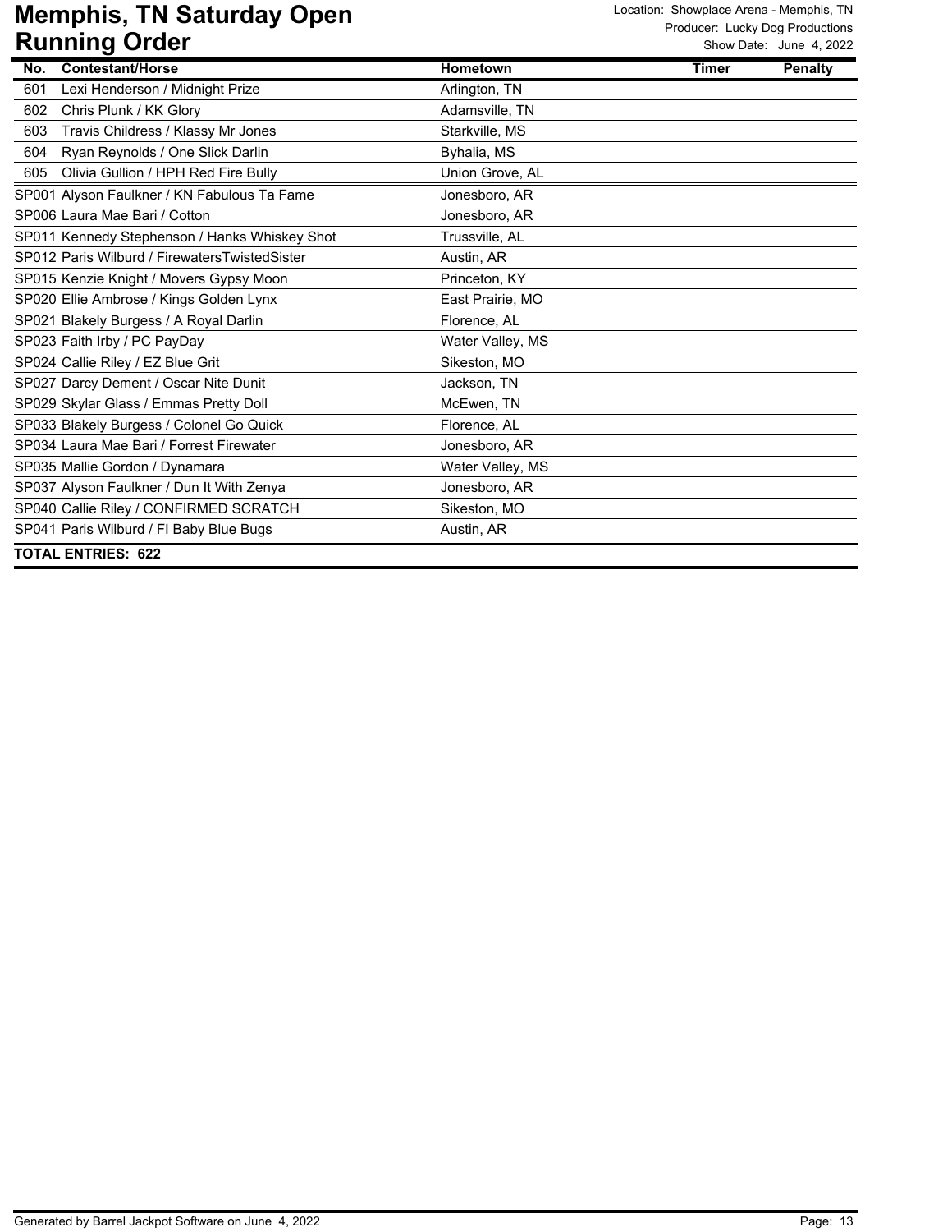# Memphis, TN Saturday Open Running Order

Location: Showplace Arena - Memphis, TN
Producer: Lucky Dog Productions
Show Date: June 4, 2022

| No. | Contestant/Horse | Hometown | Timer | Penalty |
|---|---|---|---|---|
| 601 | Lexi Henderson / Midnight Prize | Arlington, TN | | |
| 602 | Chris Plunk / KK Glory | Adamsville, TN | | |
| 603 | Travis Childress / Klassy Mr Jones | Starkville, MS | | |
| 604 | Ryan Reynolds / One Slick Darlin | Byhalia, MS | | |
| 605 | Olivia Gullion / HPH Red Fire Bully | Union Grove, AL | | |
| SP001 | Alyson Faulkner / KN Fabulous Ta Fame | Jonesboro, AR | | |
| SP006 | Laura Mae Bari / Cotton | Jonesboro, AR | | |
| SP011 | Kennedy Stephenson / Hanks Whiskey Shot | Trussville, AL | | |
| SP012 | Paris Wilburd / FirewatersTwistedSister | Austin, AR | | |
| SP015 | Kenzie Knight / Movers Gypsy Moon | Princeton, KY | | |
| SP020 | Ellie Ambrose / Kings Golden Lynx | East Prairie, MO | | |
| SP021 | Blakely Burgess / A Royal Darlin | Florence, AL | | |
| SP023 | Faith Irby / PC PayDay | Water Valley, MS | | |
| SP024 | Callie Riley / EZ Blue Grit | Sikeston, MO | | |
| SP027 | Darcy Dement / Oscar Nite Dunit | Jackson, TN | | |
| SP029 | Skylar Glass / Emmas Pretty Doll | McEwen, TN | | |
| SP033 | Blakely Burgess / Colonel Go Quick | Florence, AL | | |
| SP034 | Laura Mae Bari / Forrest Firewater | Jonesboro, AR | | |
| SP035 | Mallie Gordon / Dynamara | Water Valley, MS | | |
| SP037 | Alyson Faulkner / Dun It With Zenya | Jonesboro, AR | | |
| SP040 | Callie Riley / CONFIRMED SCRATCH | Sikeston, MO | | |
| SP041 | Paris Wilburd / Fl Baby Blue Bugs | Austin, AR | | |

**TOTAL ENTRIES: 622**

Generated by Barrel Jackpot Software on June 4, 2022